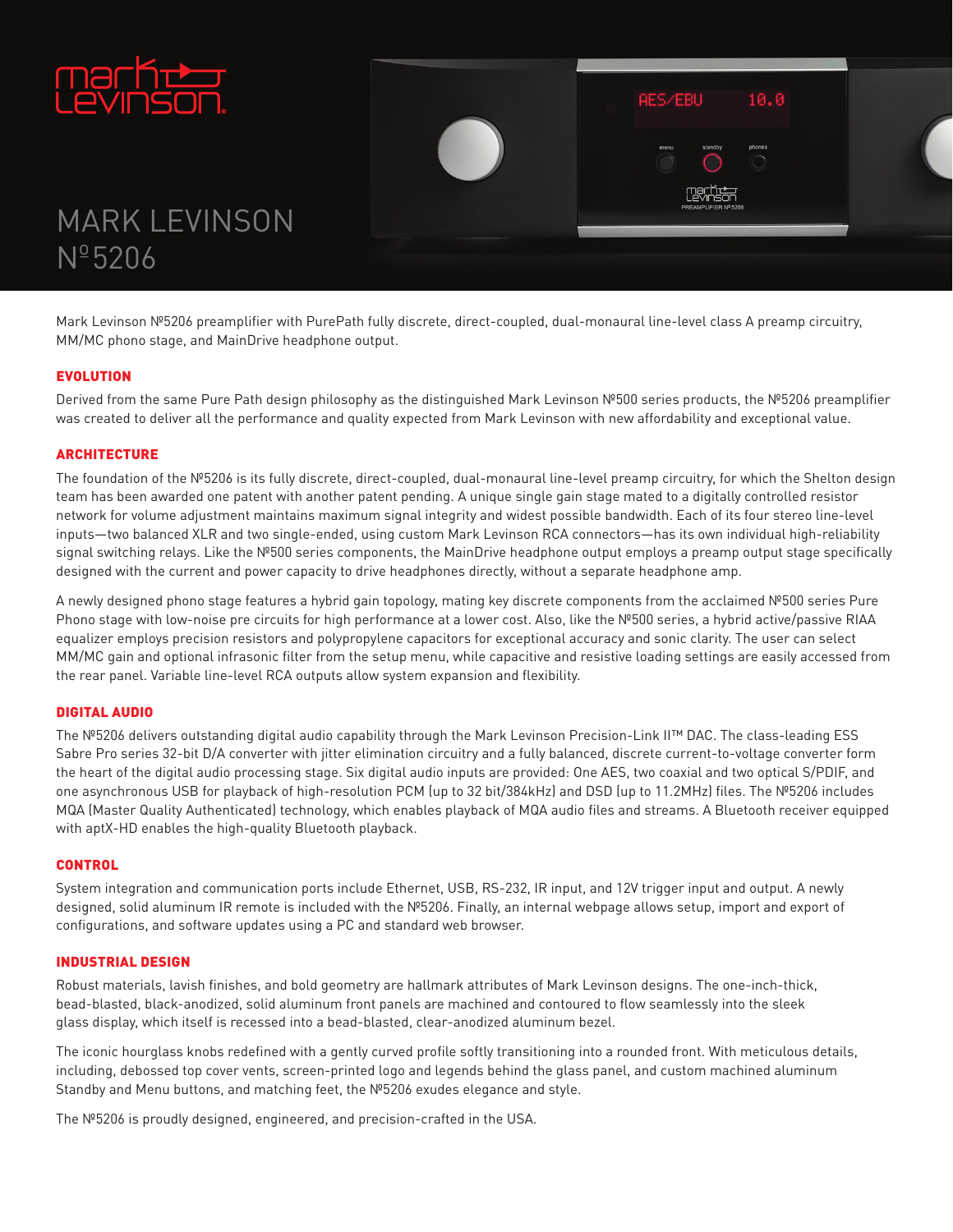# MARK LEVINSON Nº5206

Mark Levinson Nº5206 preamplifier with PurePath fully discrete, direct-coupled, dual-monaural line-level class A preamp circuitry, MM/MC phono stage, and MainDrive headphone output.

## EVOLUTION

Derived from the same Pure Path design philosophy as the distinguished Mark Levinson Nº500 series products, the Nº5206 preamplifier was created to deliver all the performance and quality expected from Mark Levinson with new affordability and exceptional value.

## ARCHITECTURE

The foundation of the Nº5206 is its fully discrete, direct-coupled, dual-monaural line-level preamp circuitry, for which the Shelton design team has been awarded one patent with another patent pending. A unique single gain stage mated to a digitally controlled resistor network for volume adjustment maintains maximum signal integrity and widest possible bandwidth. Each of its four stereo line-level inputs—two balanced XLR and two single-ended, using custom Mark Levinson RCA connectors—has its own individual high-reliability signal switching relays. Like the Nº500 series components, the MainDrive headphone output employs a preamp output stage specifically designed with the current and power capacity to drive headphones directly, without a separate headphone amp.

A newly designed phono stage features a hybrid gain topology, mating key discrete components from the acclaimed Nº500 series Pure Phono stage with low-noise pre circuits for high performance at a lower cost. Also, like the Nº500 series, a hybrid active/passive RIAA equalizer employs precision resistors and polypropylene capacitors for exceptional accuracy and sonic clarity. The user can select MM/MC gain and optional infrasonic filter from the setup menu, while capacitive and resistive loading settings are easily accessed from the rear panel. Variable line-level RCA outputs allow system expansion and flexibility.

## DIGITAL AUDIO

The Nº5206 delivers outstanding digital audio capability through the Mark Levinson Precision-Link II™ DAC. The class-leading ESS Sabre Pro series 32-bit D/A converter with jitter elimination circuitry and a fully balanced, discrete current-to-voltage converter form the heart of the digital audio processing stage. Six digital audio inputs are provided: One AES, two coaxial and two optical S/PDIF, and one asynchronous USB for playback of high-resolution PCM (up to 32 bit/384kHz) and DSD (up to 11.2MHz) files. The Nº5206 includes MQA (Master Quality Authenticated) technology, which enables playback of MQA audio files and streams. A Bluetooth receiver equipped with aptX-HD enables the high-quality Bluetooth playback.

## CONTROL

System integration and communication ports include Ethernet, USB, RS-232, IR input, and 12V trigger input and output. A newly designed, solid aluminum IR remote is included with the Nº5206. Finally, an internal webpage allows setup, import and export of configurations, and software updates using a PC and standard web browser.

## INDUSTRIAL DESIGN

Robust materials, lavish finishes, and bold geometry are hallmark attributes of Mark Levinson designs. The one-inch-thick, bead-blasted, black-anodized, solid aluminum front panels are machined and contoured to flow seamlessly into the sleek glass display, which itself is recessed into a bead-blasted, clear-anodized aluminum bezel.

The iconic hourglass knobs redefined with a gently curved profile softly transitioning into a rounded front. With meticulous details, including, debossed top cover vents, screen-printed logo and legends behind the glass panel, and custom machined aluminum Standby and Menu buttons, and matching feet, the Nº5206 exudes elegance and style.

The Nº5206 is proudly designed, engineered, and precision-crafted in the USA.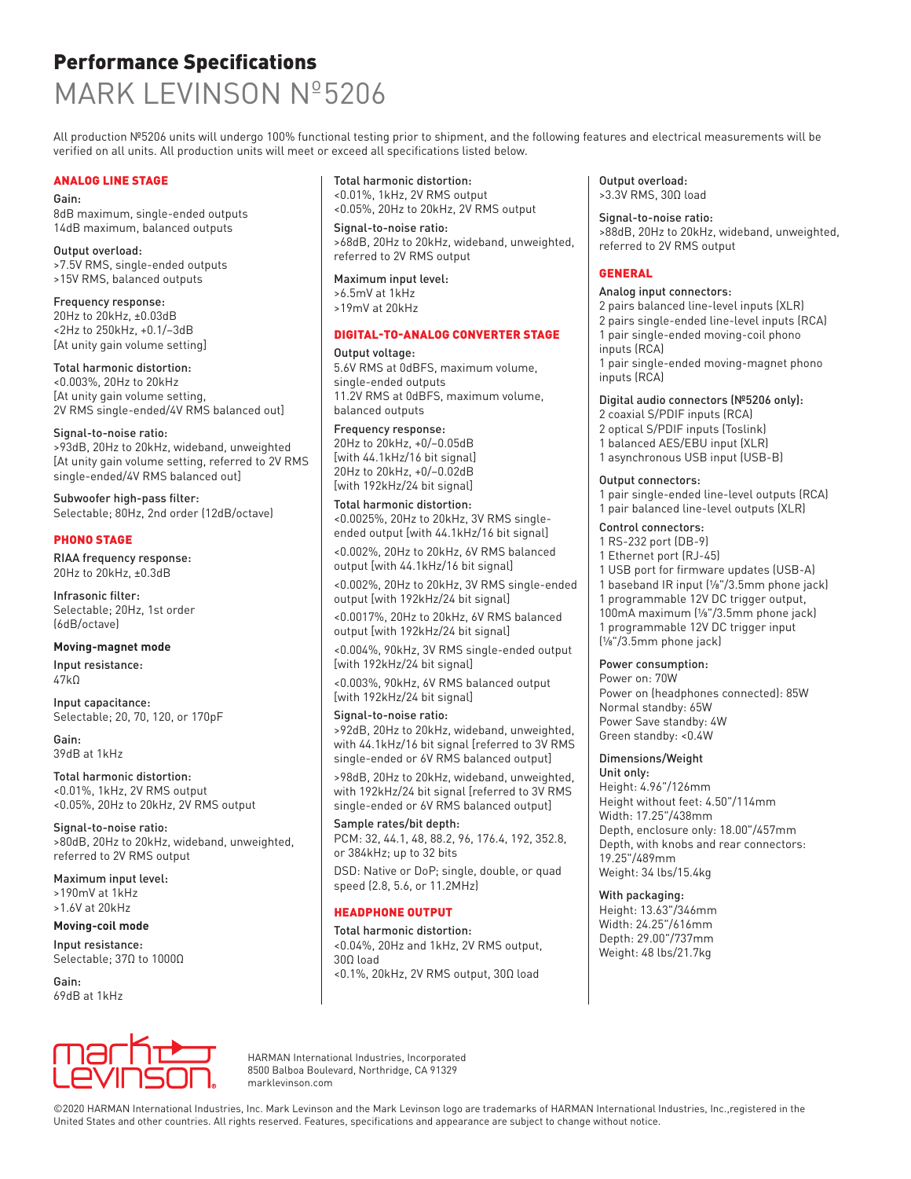# Performance Specifications

## MARK LEVINSON №5206

All production №5206 units will undergo 100% functional testing prior to shipment, and the following features and electrical measurements will be verified on all units. All production units will meet or exceed all specifications listed below.

### ANALOG LINE STAGE

**Gain:**
8dB maximum, single-ended outputs
14dB maximum, balanced outputs

**Output overload:**
>7.5V RMS, single-ended outputs
>15V RMS, balanced outputs

**Frequency response:**
20Hz to 20kHz, ±0.03dB
<2Hz to 250kHz, +0.1/–3dB
[At unity gain volume setting]

**Total harmonic distortion:**
<0.003%, 20Hz to 20kHz
[At unity gain volume setting, 2V RMS single-ended/4V RMS balanced out]

**Signal-to-noise ratio:**
>93dB, 20Hz to 20kHz, wideband, unweighted
[At unity gain volume setting, referred to 2V RMS single-ended/4V RMS balanced out]

**Subwoofer high-pass filter:**
Selectable; 80Hz, 2nd order (12dB/octave)

### PHONO STAGE

**RIAA frequency response:**
20Hz to 20kHz, ±0.3dB

**Infrasonic filter:**
Selectable; 20Hz, 1st order (6dB/octave)

**Moving-magnet mode**

**Input resistance:**
47kΩ

**Input capacitance:**
Selectable; 20, 70, 120, or 170pF

**Gain:**
39dB at 1kHz

**Total harmonic distortion:**
<0.01%, 1kHz, 2V RMS output
<0.05%, 20Hz to 20kHz, 2V RMS output

**Signal-to-noise ratio:**
>80dB, 20Hz to 20kHz, wideband, unweighted, referred to 2V RMS output

**Maximum input level:**
>190mV at 1kHz
>1.6V at 20kHz

**Moving-coil mode**

**Input resistance:**
Selectable; 37Ω to 1000Ω

**Gain:**
69dB at 1kHz

**Total harmonic distortion:**
<0.01%, 1kHz, 2V RMS output
<0.05%, 20Hz to 20kHz, 2V RMS output

**Signal-to-noise ratio:**
>68dB, 20Hz to 20kHz, wideband, unweighted, referred to 2V RMS output

**Maximum input level:**
>6.5mV at 1kHz
>19mV at 20kHz

### DIGITAL-TO-ANALOG CONVERTER STAGE

**Output voltage:**
5.6V RMS at 0dBFS, maximum volume, single-ended outputs
11.2V RMS at 0dBFS, maximum volume, balanced outputs

**Frequency response:**
20Hz to 20kHz, +0/–0.05dB
[with 44.1kHz/16 bit signal]
20Hz to 20kHz, +0/–0.02dB
[with 192kHz/24 bit signal]

**Total harmonic distortion:**
<0.0025%, 20Hz to 20kHz, 3V RMS single-ended output [with 44.1kHz/16 bit signal]

<0.002%, 20Hz to 20kHz, 6V RMS balanced output [with 44.1kHz/16 bit signal]

<0.002%, 20Hz to 20kHz, 3V RMS single-ended output [with 192kHz/24 bit signal]

<0.0017%, 20Hz to 20kHz, 6V RMS balanced output [with 192kHz/24 bit signal]

<0.004%, 90kHz, 3V RMS single-ended output [with 192kHz/24 bit signal]

<0.003%, 90kHz, 6V RMS balanced output [with 192kHz/24 bit signal]

**Signal-to-noise ratio:**
>92dB, 20Hz to 20kHz, wideband, unweighted, with 44.1kHz/16 bit signal [referred to 3V RMS single-ended or 6V RMS balanced output]

>98dB, 20Hz to 20kHz, wideband, unweighted, with 192kHz/24 bit signal [referred to 3V RMS single-ended or 6V RMS balanced output]

**Sample rates/bit depth:**
PCM: 32, 44.1, 48, 88.2, 96, 176.4, 192, 352.8, or 384kHz; up to 32 bits

DSD: Native or DoP; single, double, or quad speed (2.8, 5.6, or 11.2MHz)

### HEADPHONE OUTPUT

**Total harmonic distortion:**
<0.04%, 20Hz and 1kHz, 2V RMS output, 30Ω load
<0.1%, 20kHz, 2V RMS output, 30Ω load

**Output overload:**
>3.3V RMS, 30Ω load

**Signal-to-noise ratio:**
>88dB, 20Hz to 20kHz, wideband, unweighted, referred to 2V RMS output

### GENERAL

**Analog input connectors:**
2 pairs balanced line-level inputs (XLR)
2 pairs single-ended line-level inputs (RCA)
1 pair single-ended moving-coil phono inputs (RCA)
1 pair single-ended moving-magnet phono inputs (RCA)

**Digital audio connectors (№5206 only):**
2 coaxial S/PDIF inputs (RCA)
2 optical S/PDIF inputs (Toslink)
1 balanced AES/EBU input (XLR)
1 asynchronous USB input (USB-B)

**Output connectors:**
1 pair single-ended line-level outputs (RCA)
1 pair balanced line-level outputs (XLR)

**Control connectors:**
1 RS-232 port (DB-9)
1 Ethernet port (RJ-45)
1 USB port for firmware updates (USB-A)
1 baseband IR input (⅛"/3.5mm phone jack)
1 programmable 12V DC trigger output, 100mA maximum (⅛"/3.5mm phone jack)
1 programmable 12V DC trigger input (⅛"/3.5mm phone jack)

**Power consumption:**
Power on: 70W
Power on (headphones connected): 85W
Normal standby: 65W
Power Save standby: 4W
Green standby: <0.4W

**Dimensions/Weight**

**Unit only:**
Height: 4.96"/126mm
Height without feet: 4.50"/114mm
Width: 17.25"/438mm
Depth, enclosure only: 18.00"/457mm
Depth, with knobs and rear connectors: 19.25"/489mm
Weight: 34 lbs/15.4kg

**With packaging:**
Height: 13.63"/346mm
Width: 24.25"/616mm
Depth: 29.00"/737mm
Weight: 48 lbs/21.7kg

HARMAN International Industries, Incorporated
8500 Balboa Boulevard, Northridge, CA 91329
marklevinson.com

©2020 HARMAN International Industries, Inc. Mark Levinson and the Mark Levinson logo are trademarks of HARMAN International Industries, Inc.,registered in the United States and other countries. All rights reserved. Features, specifications and appearance are subject to change without notice.